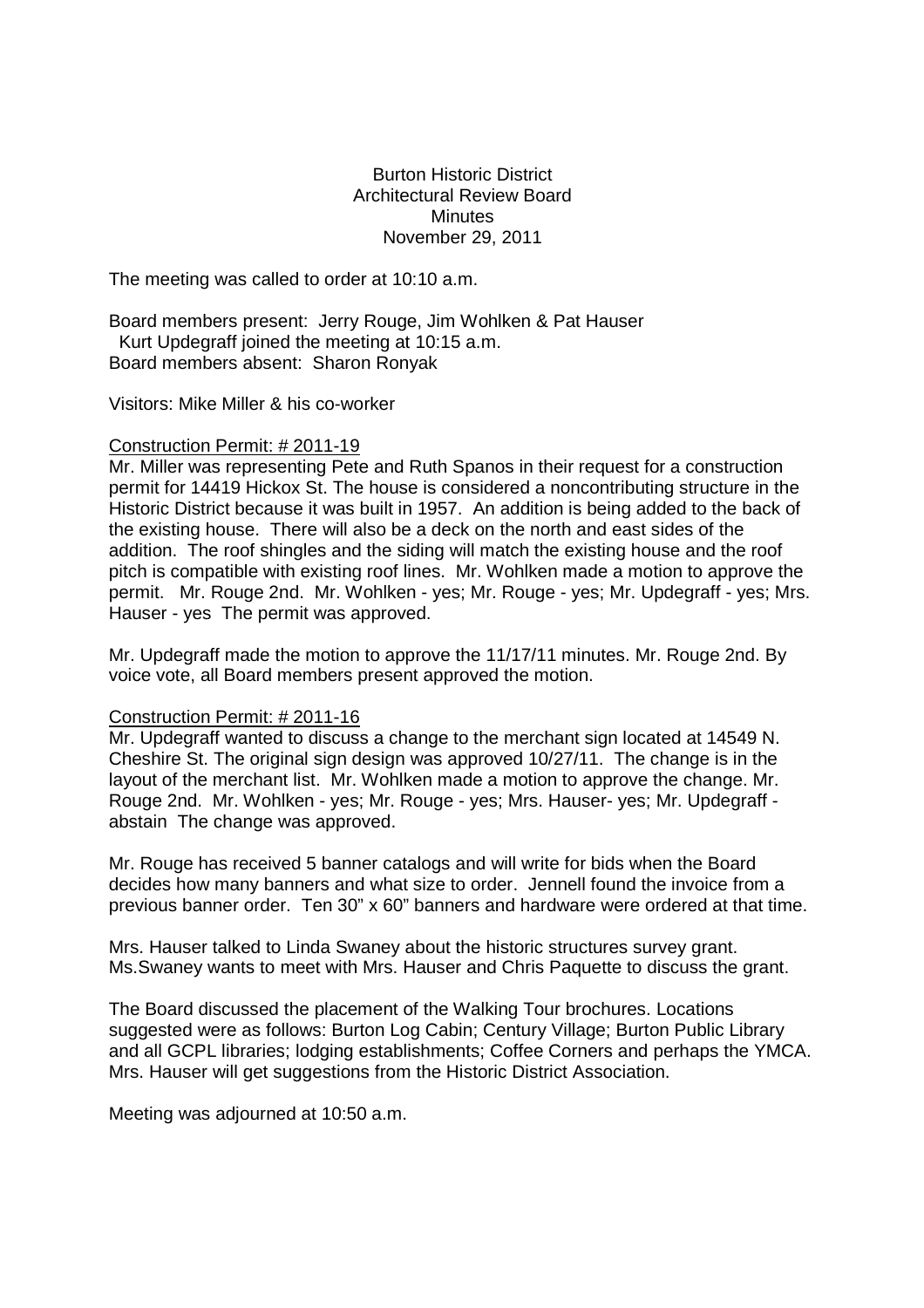# Burton Historic District
## Architectural Review Board
### Minutes
### November 29, 2011

The meeting was called to order at 10:10 a.m.

Board members present: Jerry Rouge, Jim Wohlken & Pat Hauser
Kurt Updegraff joined the meeting at 10:15 a.m.
Board members absent: Sharon Ronyak

Visitors: Mike Miller & his co-worker

<u>Construction Permit: # 2011-19</u>

Mr. Miller was representing Pete and Ruth Spanos in their request for a construction permit for 14419 Hickox St. The house is considered a noncontributing structure in the Historic District because it was built in 1957. An addition is being added to the back of the existing house. There will also be a deck on the north and east sides of the addition. The roof shingles and the siding will match the existing house and the roof pitch is compatible with existing roof lines. Mr. Wohlken made a motion to approve the permit. Mr. Rouge 2nd. Mr. Wohlken - yes; Mr. Rouge - yes; Mr. Updegraff - yes; Mrs. Hauser - yes The permit was approved.

Mr. Updegraff made the motion to approve the 11/17/11 minutes. Mr. Rouge 2nd. By voice vote, all Board members present approved the motion.

<u>Construction Permit: # 2011-16</u>

Mr. Updegraff wanted to discuss a change to the merchant sign located at 14549 N. Cheshire St. The original sign design was approved 10/27/11. The change is in the layout of the merchant list. Mr. Wohlken made a motion to approve the change. Mr. Rouge 2nd. Mr. Wohlken - yes; Mr. Rouge - yes; Mrs. Hauser- yes; Mr. Updegraff - abstain The change was approved.

Mr. Rouge has received 5 banner catalogs and will write for bids when the Board decides how many banners and what size to order. Jennell found the invoice from a previous banner order. Ten 30" x 60" banners and hardware were ordered at that time.

Mrs. Hauser talked to Linda Swaney about the historic structures survey grant. Ms.Swaney wants to meet with Mrs. Hauser and Chris Paquette to discuss the grant.

The Board discussed the placement of the Walking Tour brochures. Locations suggested were as follows: Burton Log Cabin; Century Village; Burton Public Library and all GCPL libraries; lodging establishments; Coffee Corners and perhaps the YMCA. Mrs. Hauser will get suggestions from the Historic District Association.

Meeting was adjourned at 10:50 a.m.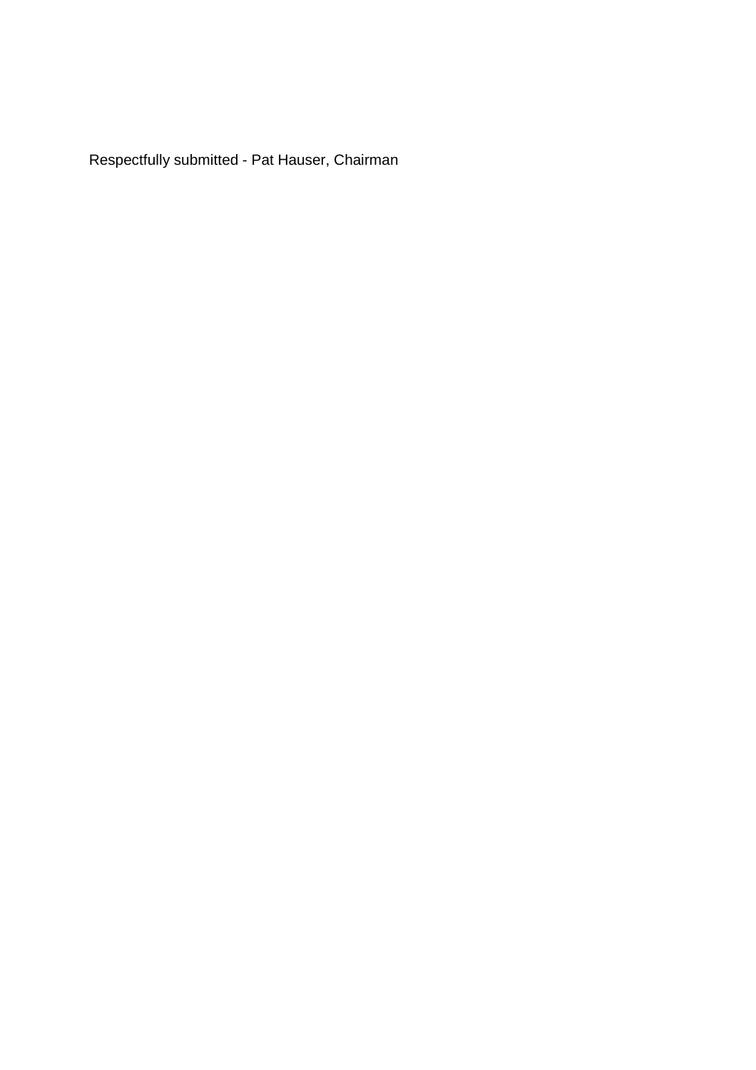Respectfully submitted - Pat Hauser, Chairman